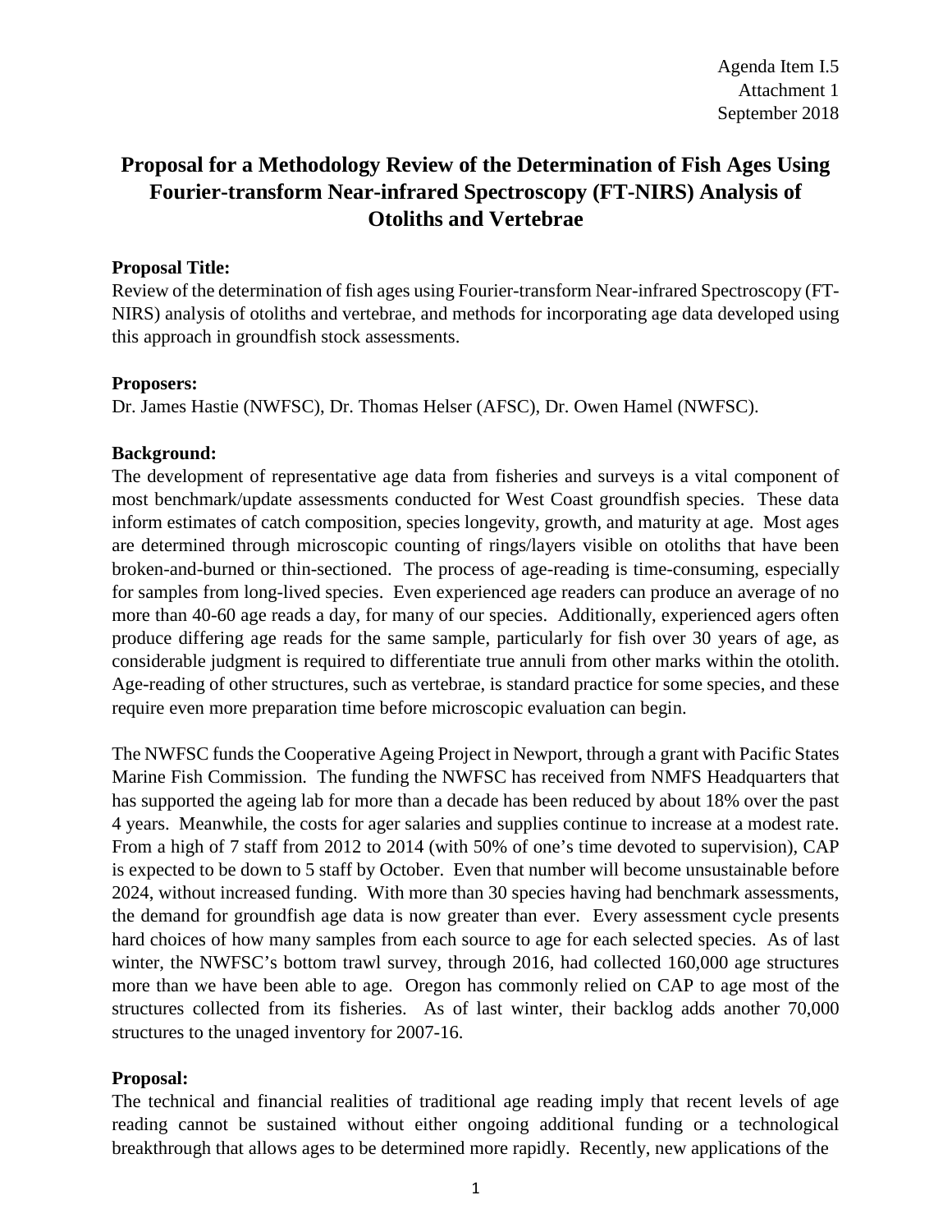Agenda Item I.5
Attachment 1
September 2018

# Proposal for a Methodology Review of the Determination of Fish Ages Using Fourier-transform Near-infrared Spectroscopy (FT-NIRS) Analysis of Otoliths and Vertebrae

**Proposal Title:**
Review of the determination of fish ages using Fourier-transform Near-infrared Spectroscopy (FT-NIRS) analysis of otoliths and vertebrae, and methods for incorporating age data developed using this approach in groundfish stock assessments.

**Proposers:**
Dr. James Hastie (NWFSC), Dr. Thomas Helser (AFSC), Dr. Owen Hamel (NWFSC).

**Background:**
The development of representative age data from fisheries and surveys is a vital component of most benchmark/update assessments conducted for West Coast groundfish species. These data inform estimates of catch composition, species longevity, growth, and maturity at age. Most ages are determined through microscopic counting of rings/layers visible on otoliths that have been broken-and-burned or thin-sectioned. The process of age-reading is time-consuming, especially for samples from long-lived species. Even experienced age readers can produce an average of no more than 40-60 age reads a day, for many of our species. Additionally, experienced agers often produce differing age reads for the same sample, particularly for fish over 30 years of age, as considerable judgment is required to differentiate true annuli from other marks within the otolith. Age-reading of other structures, such as vertebrae, is standard practice for some species, and these require even more preparation time before microscopic evaluation can begin.

The NWFSC funds the Cooperative Ageing Project in Newport, through a grant with Pacific States Marine Fish Commission. The funding the NWFSC has received from NMFS Headquarters that has supported the ageing lab for more than a decade has been reduced by about 18% over the past 4 years. Meanwhile, the costs for ager salaries and supplies continue to increase at a modest rate. From a high of 7 staff from 2012 to 2014 (with 50% of one's time devoted to supervision), CAP is expected to be down to 5 staff by October. Even that number will become unsustainable before 2024, without increased funding. With more than 30 species having had benchmark assessments, the demand for groundfish age data is now greater than ever. Every assessment cycle presents hard choices of how many samples from each source to age for each selected species. As of last winter, the NWFSC's bottom trawl survey, through 2016, had collected 160,000 age structures more than we have been able to age. Oregon has commonly relied on CAP to age most of the structures collected from its fisheries. As of last winter, their backlog adds another 70,000 structures to the unaged inventory for 2007-16.

**Proposal:**
The technical and financial realities of traditional age reading imply that recent levels of age reading cannot be sustained without either ongoing additional funding or a technological breakthrough that allows ages to be determined more rapidly. Recently, new applications of the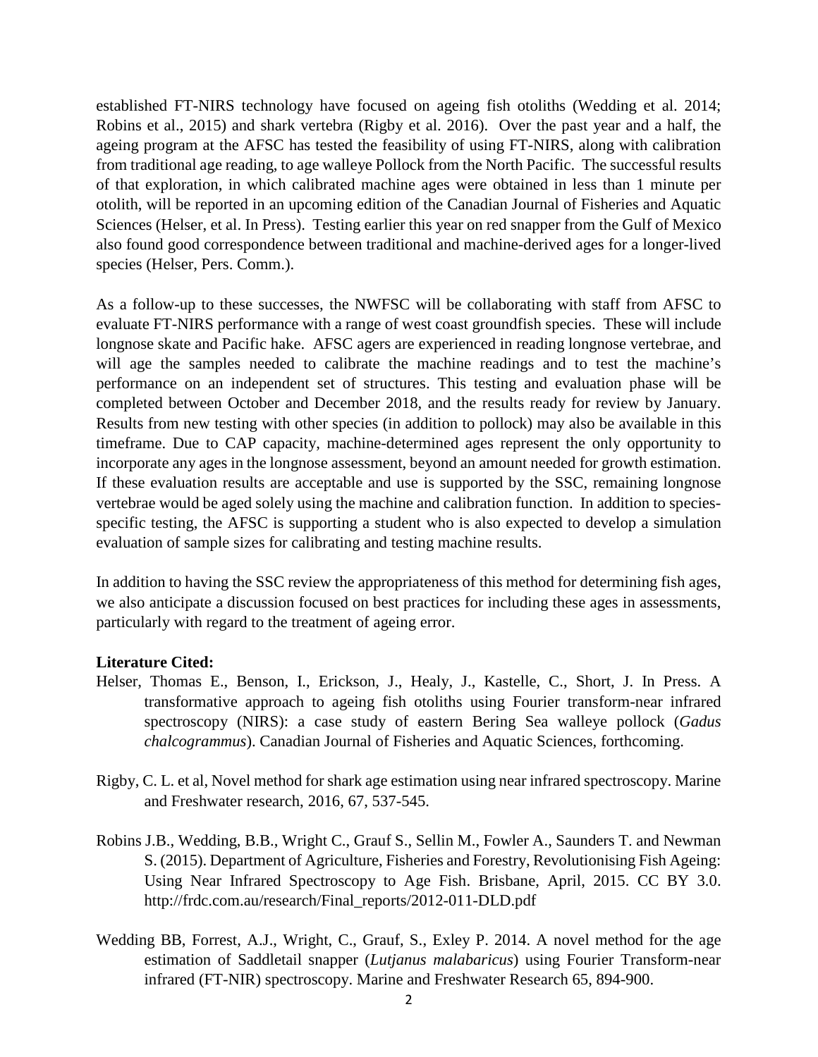established FT-NIRS technology have focused on ageing fish otoliths (Wedding et al. 2014; Robins et al., 2015) and shark vertebra (Rigby et al. 2016). Over the past year and a half, the ageing program at the AFSC has tested the feasibility of using FT-NIRS, along with calibration from traditional age reading, to age walleye Pollock from the North Pacific. The successful results of that exploration, in which calibrated machine ages were obtained in less than 1 minute per otolith, will be reported in an upcoming edition of the Canadian Journal of Fisheries and Aquatic Sciences (Helser, et al. In Press). Testing earlier this year on red snapper from the Gulf of Mexico also found good correspondence between traditional and machine-derived ages for a longer-lived species (Helser, Pers. Comm.).

As a follow-up to these successes, the NWFSC will be collaborating with staff from AFSC to evaluate FT-NIRS performance with a range of west coast groundfish species. These will include longnose skate and Pacific hake. AFSC agers are experienced in reading longnose vertebrae, and will age the samples needed to calibrate the machine readings and to test the machine's performance on an independent set of structures. This testing and evaluation phase will be completed between October and December 2018, and the results ready for review by January. Results from new testing with other species (in addition to pollock) may also be available in this timeframe. Due to CAP capacity, machine-determined ages represent the only opportunity to incorporate any ages in the longnose assessment, beyond an amount needed for growth estimation. If these evaluation results are acceptable and use is supported by the SSC, remaining longnose vertebrae would be aged solely using the machine and calibration function. In addition to species-specific testing, the AFSC is supporting a student who is also expected to develop a simulation evaluation of sample sizes for calibrating and testing machine results.

In addition to having the SSC review the appropriateness of this method for determining fish ages, we also anticipate a discussion focused on best practices for including these ages in assessments, particularly with regard to the treatment of ageing error.

**Literature Cited:**

Helser, Thomas E., Benson, I., Erickson, J., Healy, J., Kastelle, C., Short, J. In Press. A transformative approach to ageing fish otoliths using Fourier transform-near infrared spectroscopy (NIRS): a case study of eastern Bering Sea walleye pollock (*Gadus chalcogrammus*). Canadian Journal of Fisheries and Aquatic Sciences, forthcoming.

Rigby, C. L. et al, Novel method for shark age estimation using near infrared spectroscopy. Marine and Freshwater research, 2016, 67, 537-545.

Robins J.B., Wedding, B.B., Wright C., Grauf S., Sellin M., Fowler A., Saunders T. and Newman S. (2015). Department of Agriculture, Fisheries and Forestry, Revolutionising Fish Ageing: Using Near Infrared Spectroscopy to Age Fish. Brisbane, April, 2015. CC BY 3.0. http://frdc.com.au/research/Final_reports/2012-011-DLD.pdf

Wedding BB, Forrest, A.J., Wright, C., Grauf, S., Exley P. 2014. A novel method for the age estimation of Saddletail snapper (*Lutjanus malabaricus*) using Fourier Transform-near infrared (FT-NIR) spectroscopy. Marine and Freshwater Research 65, 894-900.